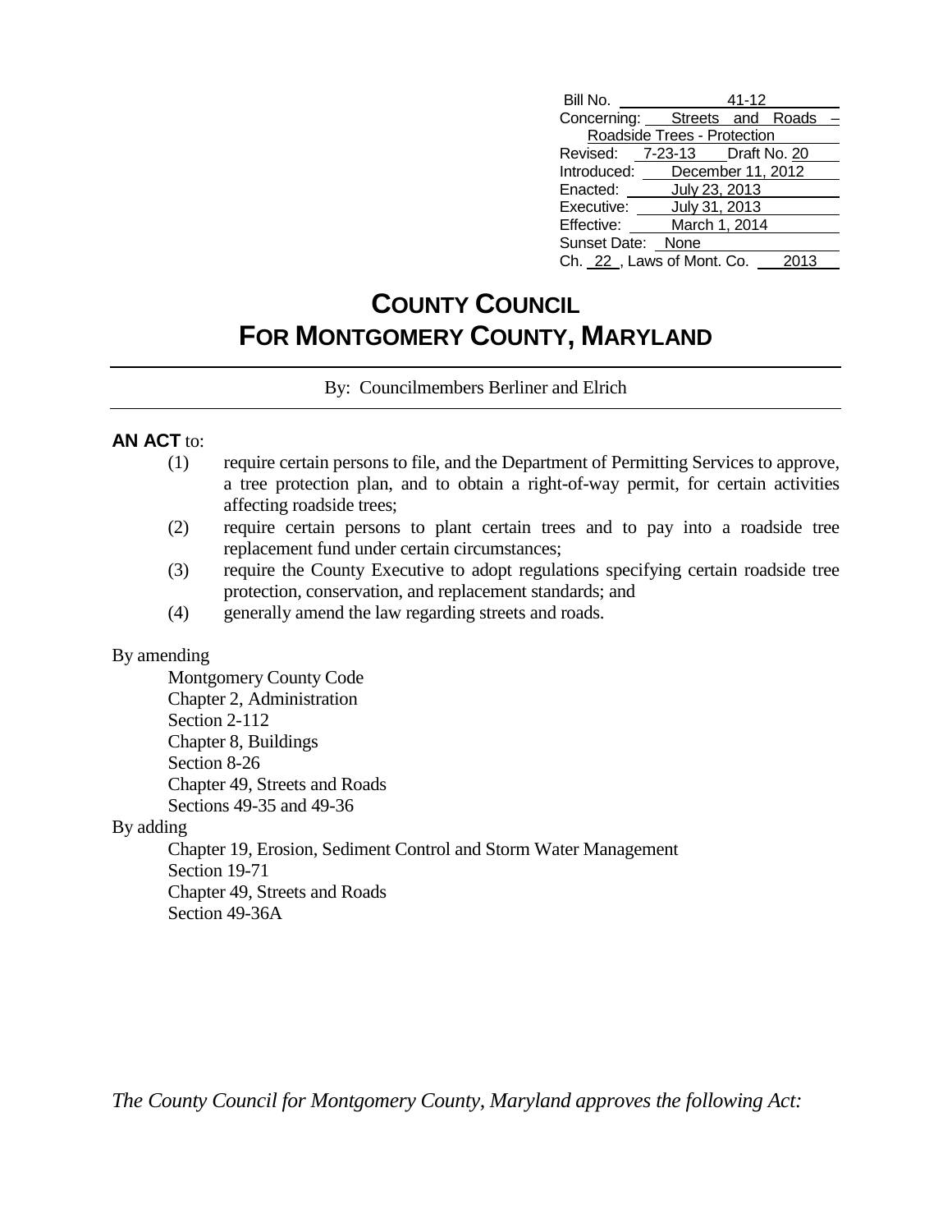| | |
|---|---|
| Bill No. | 41-12 |
| Concerning: | Streets and Roads – Roadside Trees - Protection |
| Revised: 7-23-13 | Draft No. 20 |
| Introduced: | December 11, 2012 |
| Enacted: | July 23, 2013 |
| Executive: | July 31, 2013 |
| Effective: | March 1, 2014 |
| Sunset Date: | None |
| Ch. 22 , Laws of Mont. Co. | 2013 |

# COUNTY COUNCIL
# FOR MONTGOMERY COUNTY, MARYLAND

By: Councilmembers Berliner and Elrich

**AN ACT** to:

(1) require certain persons to file, and the Department of Permitting Services to approve, a tree protection plan, and to obtain a right-of-way permit, for certain activities affecting roadside trees;

(2) require certain persons to plant certain trees and to pay into a roadside tree replacement fund under certain circumstances;

(3) require the County Executive to adopt regulations specifying certain roadside tree protection, conservation, and replacement standards; and

(4) generally amend the law regarding streets and roads.

By amending

Montgomery County Code
Chapter 2, Administration
Section 2-112
Chapter 8, Buildings
Section 8-26
Chapter 49, Streets and Roads
Sections 49-35 and 49-36

By adding

Chapter 19, Erosion, Sediment Control and Storm Water Management
Section 19-71
Chapter 49, Streets and Roads
Section 49-36A

*The County Council for Montgomery County, Maryland approves the following Act:*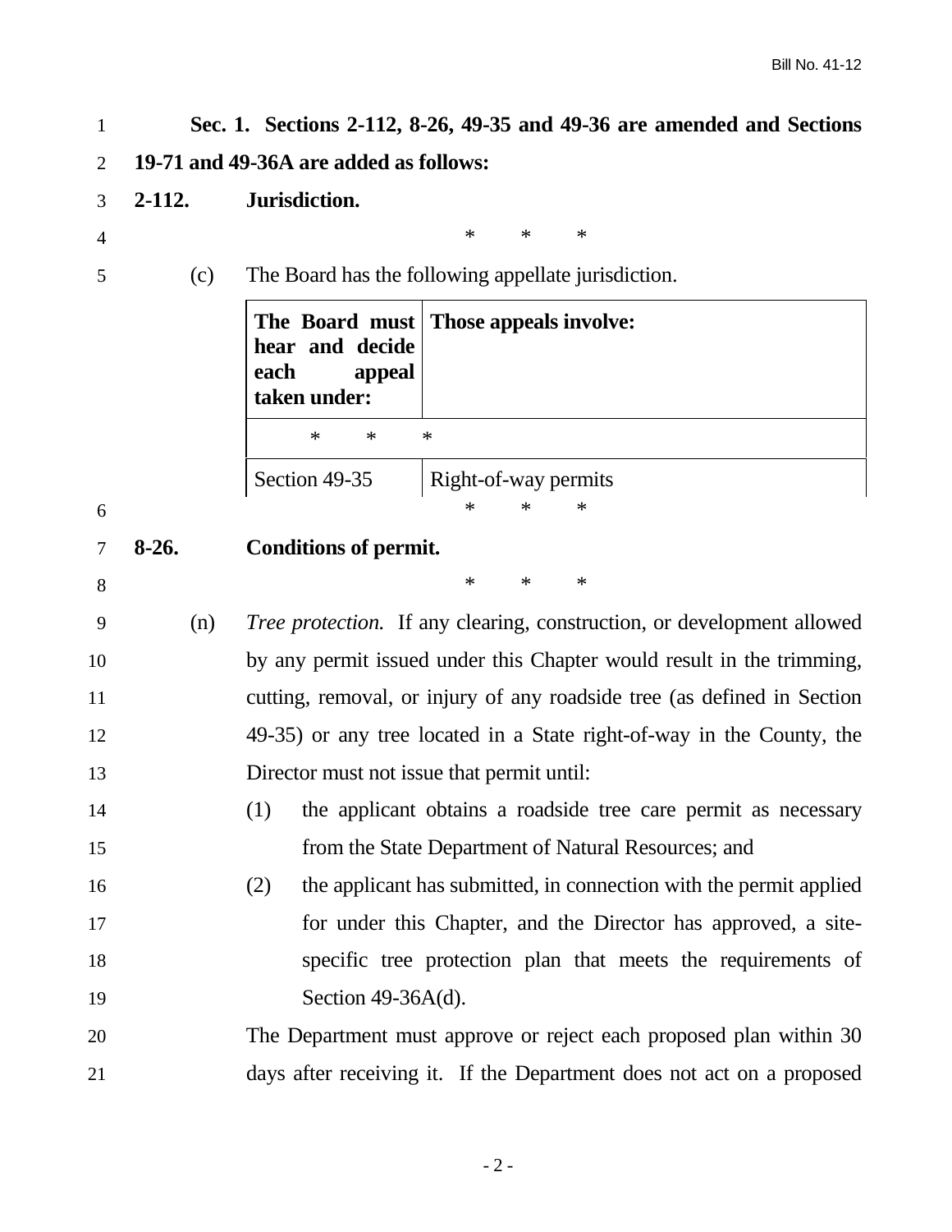**Sec. 1. Sections 2-112, 8-26, 49-35 and 49-36 are amended and Sections 19-71 and 49-36A are added as follows:**

**2-112. Jurisdiction.**

\* \* \*

(c) The Board has the following appellate jurisdiction.

| **The Board must hear and decide each appeal taken under:** | **Those appeals involve:** |
|---|---|
| \* \* \* | |
| Section 49-35 | Right-of-way permits |

\* \* \*

**8-26. Conditions of permit.**

\* \* \*

(n) *Tree protection.* If any clearing, construction, or development allowed by any permit issued under this Chapter would result in the trimming, cutting, removal, or injury of any roadside tree (as defined in Section 49-35) or any tree located in a State right-of-way in the County, the Director must not issue that permit until:

(1) the applicant obtains a roadside tree care permit as necessary from the State Department of Natural Resources; and

(2) the applicant has submitted, in connection with the permit applied for under this Chapter, and the Director has approved, a site-specific tree protection plan that meets the requirements of Section 49-36A(d).

The Department must approve or reject each proposed plan within 30 days after receiving it. If the Department does not act on a proposed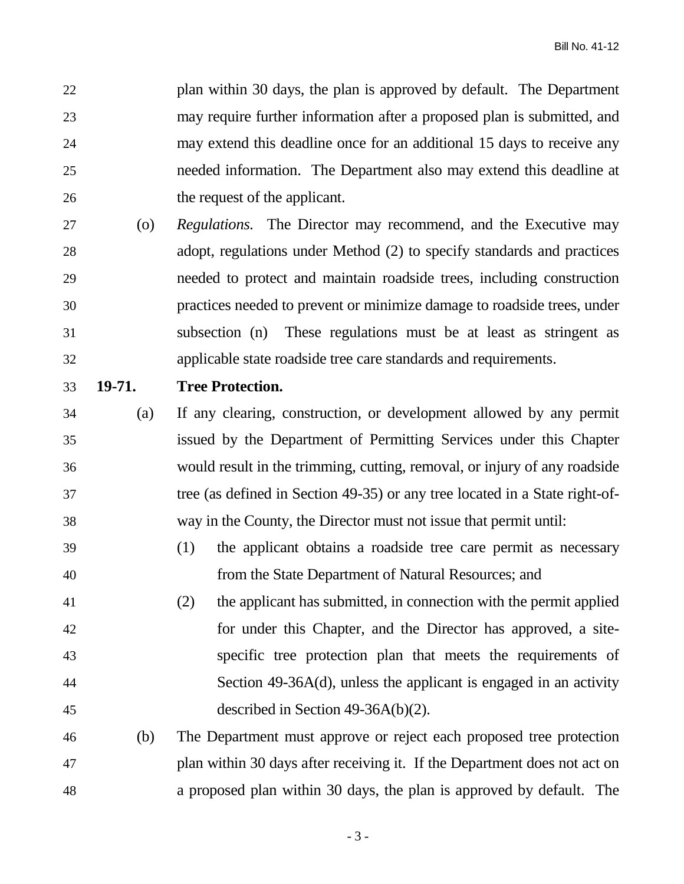plan within 30 days, the plan is approved by default. The Department may require further information after a proposed plan is submitted, and may extend this deadline once for an additional 15 days to receive any needed information. The Department also may extend this deadline at the request of the applicant.

(o) *Regulations.* The Director may recommend, and the Executive may adopt, regulations under Method (2) to specify standards and practices needed to protect and maintain roadside trees, including construction practices needed to prevent or minimize damage to roadside trees, under subsection (n) These regulations must be at least as stringent as applicable state roadside tree care standards and requirements.

**19-71. Tree Protection.**

(a) If any clearing, construction, or development allowed by any permit issued by the Department of Permitting Services under this Chapter would result in the trimming, cutting, removal, or injury of any roadside tree (as defined in Section 49-35) or any tree located in a State right-of-way in the County, the Director must not issue that permit until:

(1) the applicant obtains a roadside tree care permit as necessary from the State Department of Natural Resources; and

(2) the applicant has submitted, in connection with the permit applied for under this Chapter, and the Director has approved, a site-specific tree protection plan that meets the requirements of Section 49-36A(d), unless the applicant is engaged in an activity described in Section 49-36A(b)(2).

(b) The Department must approve or reject each proposed tree protection plan within 30 days after receiving it. If the Department does not act on a proposed plan within 30 days, the plan is approved by default. The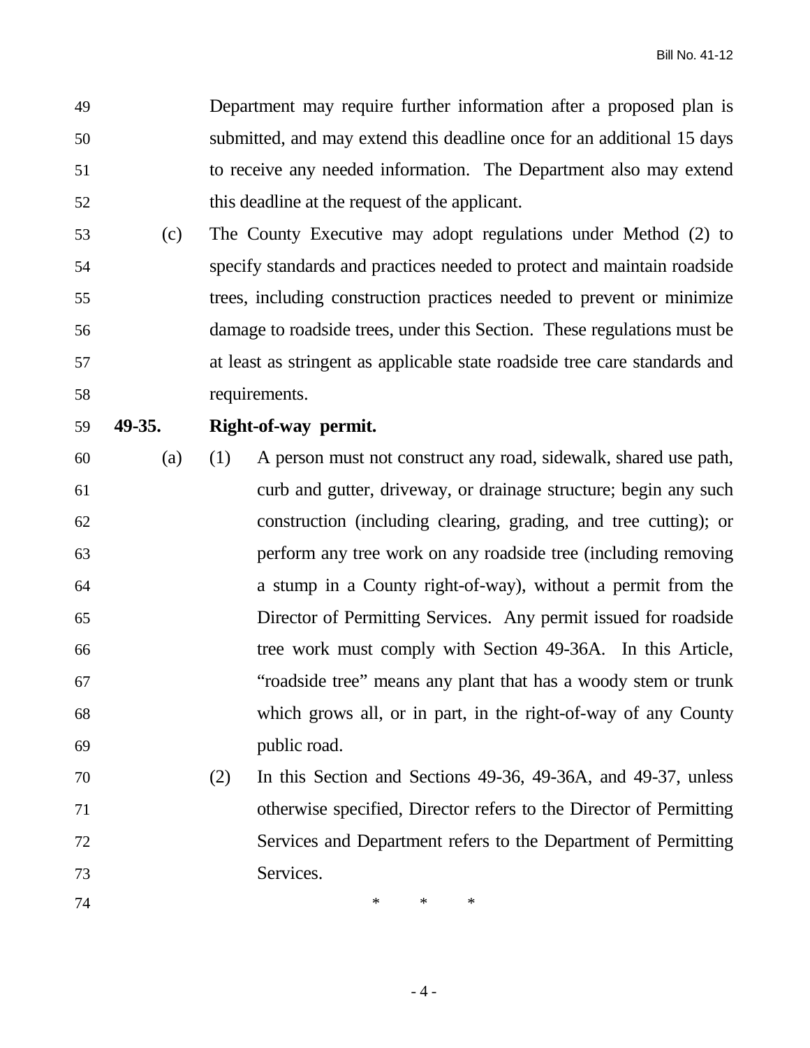Department may require further information after a proposed plan is submitted, and may extend this deadline once for an additional 15 days to receive any needed information. The Department also may extend this deadline at the request of the applicant.

(c) The County Executive may adopt regulations under Method (2) to specify standards and practices needed to protect and maintain roadside trees, including construction practices needed to prevent or minimize damage to roadside trees, under this Section. These regulations must be at least as stringent as applicable state roadside tree care standards and requirements.

**49-35. Right-of-way permit.**

(a) (1) A person must not construct any road, sidewalk, shared use path, curb and gutter, driveway, or drainage structure; begin any such construction (including clearing, grading, and tree cutting); or perform any tree work on any roadside tree (including removing a stump in a County right-of-way), without a permit from the Director of Permitting Services. Any permit issued for roadside tree work must comply with Section 49-36A. In this Article, "roadside tree" means any plant that has a woody stem or trunk which grows all, or in part, in the right-of-way of any County public road.

(2) In this Section and Sections 49-36, 49-36A, and 49-37, unless otherwise specified, Director refers to the Director of Permitting Services and Department refers to the Department of Permitting Services.

\* \* \*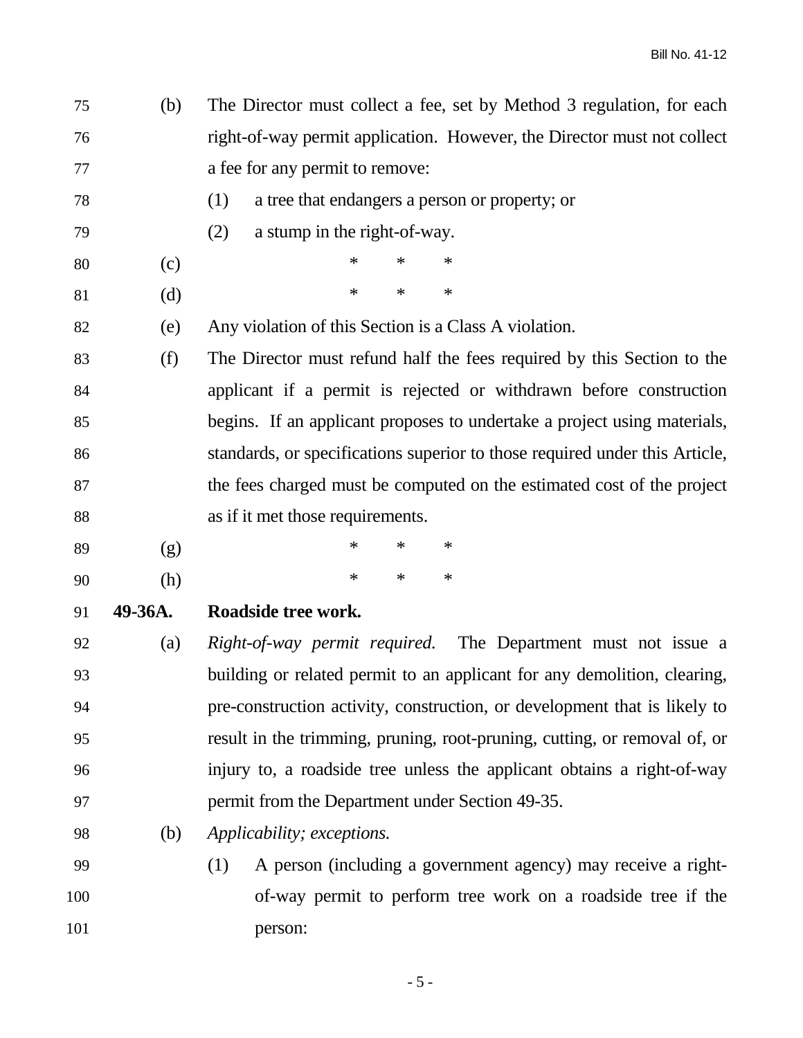(b) The Director must collect a fee, set by Method 3 regulation, for each right-of-way permit application. However, the Director must not collect a fee for any permit to remove:

(1) a tree that endangers a person or property; or

(2) a stump in the right-of-way.

(c) * * *

(d) * * *

(e) Any violation of this Section is a Class A violation.

(f) The Director must refund half the fees required by this Section to the applicant if a permit is rejected or withdrawn before construction begins. If an applicant proposes to undertake a project using materials, standards, or specifications superior to those required under this Article, the fees charged must be computed on the estimated cost of the project as if it met those requirements.

(g) * * *

(h) * * *

**49-36A. Roadside tree work.**

(a) *Right-of-way permit required.* The Department must not issue a building or related permit to an applicant for any demolition, clearing, pre-construction activity, construction, or development that is likely to result in the trimming, pruning, root-pruning, cutting, or removal of, or injury to, a roadside tree unless the applicant obtains a right-of-way permit from the Department under Section 49-35.

(b) *Applicability; exceptions.*

(1) A person (including a government agency) may receive a right-of-way permit to perform tree work on a roadside tree if the person: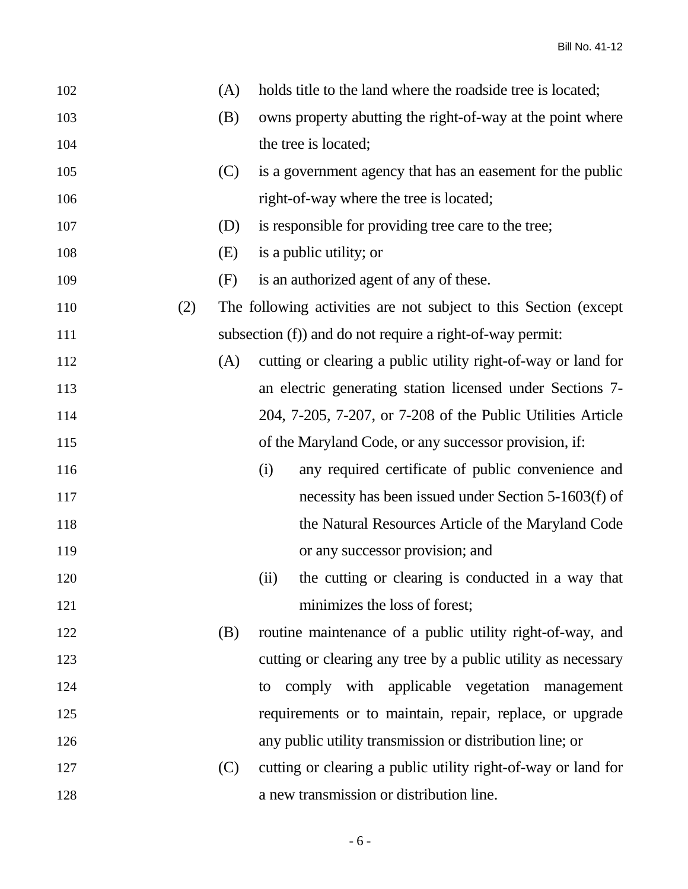(A) holds title to the land where the roadside tree is located;

(B) owns property abutting the right-of-way at the point where the tree is located;

(C) is a government agency that has an easement for the public right-of-way where the tree is located;

(D) is responsible for providing tree care to the tree;

(E) is a public utility; or

(F) is an authorized agent of any of these.

(2) The following activities are not subject to this Section (except subsection (f)) and do not require a right-of-way permit:

(A) cutting or clearing a public utility right-of-way or land for an electric generating station licensed under Sections 7-204, 7-205, 7-207, or 7-208 of the Public Utilities Article of the Maryland Code, or any successor provision, if:

(i) any required certificate of public convenience and necessity has been issued under Section 5-1603(f) of the Natural Resources Article of the Maryland Code or any successor provision; and

(ii) the cutting or clearing is conducted in a way that minimizes the loss of forest;

(B) routine maintenance of a public utility right-of-way, and cutting or clearing any tree by a public utility as necessary to comply with applicable vegetation management requirements or to maintain, repair, replace, or upgrade any public utility transmission or distribution line; or

(C) cutting or clearing a public utility right-of-way or land for a new transmission or distribution line.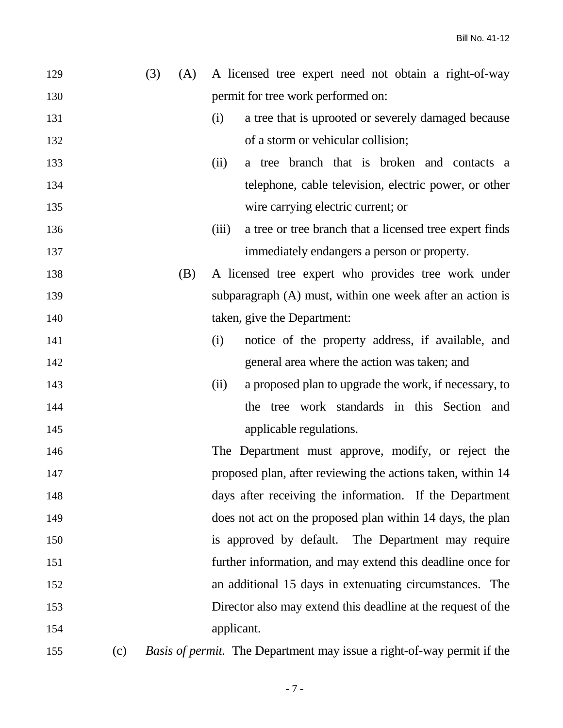(3) (A) A licensed tree expert need not obtain a right-of-way permit for tree work performed on:

(i) a tree that is uprooted or severely damaged because of a storm or vehicular collision;

(ii) a tree branch that is broken and contacts a telephone, cable television, electric power, or other wire carrying electric current; or

(iii) a tree or tree branch that a licensed tree expert finds immediately endangers a person or property.

(B) A licensed tree expert who provides tree work under subparagraph (A) must, within one week after an action is taken, give the Department:

(i) notice of the property address, if available, and general area where the action was taken; and

(ii) a proposed plan to upgrade the work, if necessary, to the tree work standards in this Section and applicable regulations.

The Department must approve, modify, or reject the proposed plan, after reviewing the actions taken, within 14 days after receiving the information. If the Department does not act on the proposed plan within 14 days, the plan is approved by default. The Department may require further information, and may extend this deadline once for an additional 15 days in extenuating circumstances. The Director also may extend this deadline at the request of the applicant.

(c) *Basis of permit.* The Department may issue a right-of-way permit if the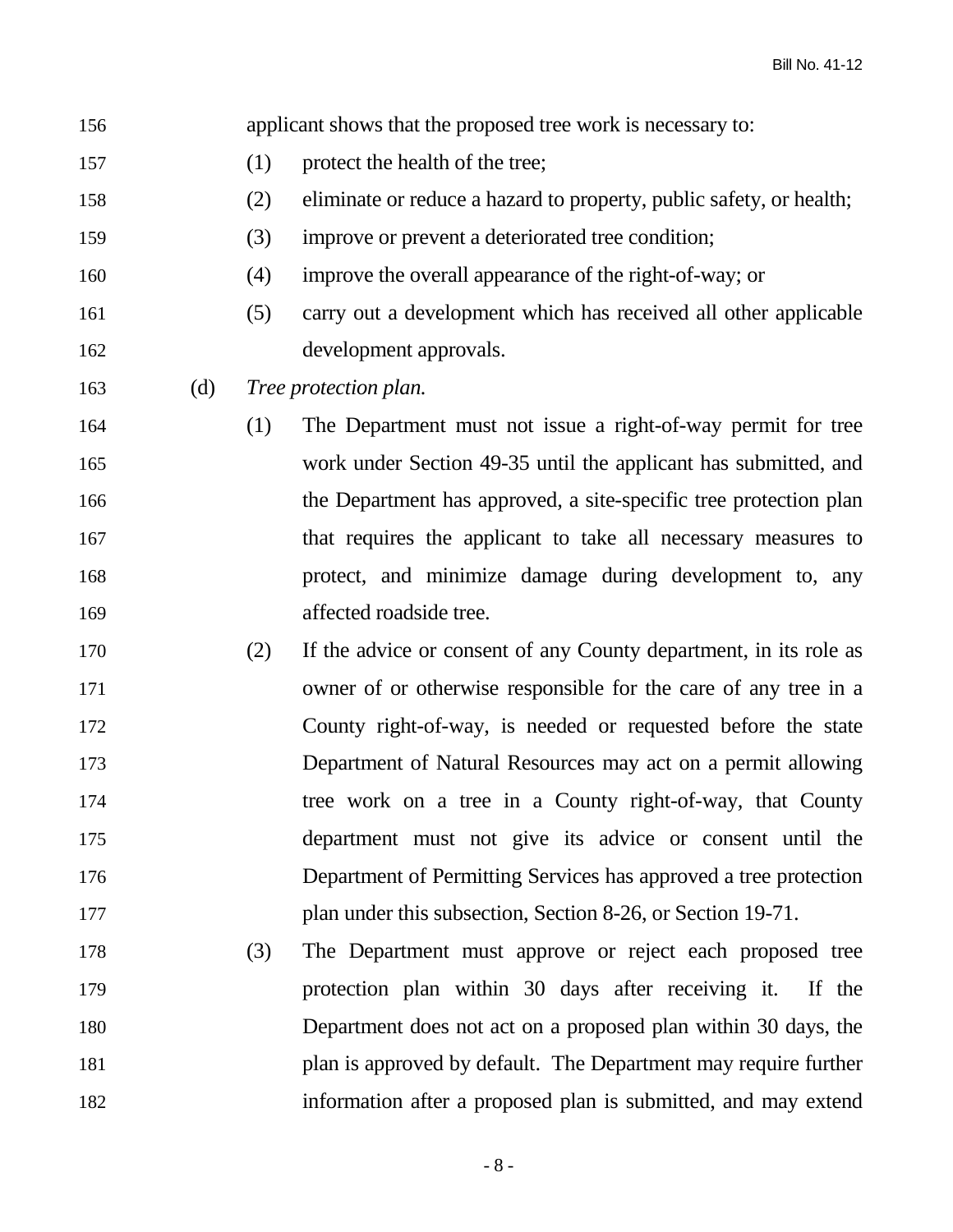applicant shows that the proposed tree work is necessary to:

(1) protect the health of the tree;

(2) eliminate or reduce a hazard to property, public safety, or health;

(3) improve or prevent a deteriorated tree condition;

(4) improve the overall appearance of the right-of-way; or

(5) carry out a development which has received all other applicable development approvals.

(d) *Tree protection plan.*

(1) The Department must not issue a right-of-way permit for tree work under Section 49-35 until the applicant has submitted, and the Department has approved, a site-specific tree protection plan that requires the applicant to take all necessary measures to protect, and minimize damage during development to, any affected roadside tree.

(2) If the advice or consent of any County department, in its role as owner of or otherwise responsible for the care of any tree in a County right-of-way, is needed or requested before the state Department of Natural Resources may act on a permit allowing tree work on a tree in a County right-of-way, that County department must not give its advice or consent until the Department of Permitting Services has approved a tree protection plan under this subsection, Section 8-26, or Section 19-71.

(3) The Department must approve or reject each proposed tree protection plan within 30 days after receiving it. If the Department does not act on a proposed plan within 30 days, the plan is approved by default. The Department may require further information after a proposed plan is submitted, and may extend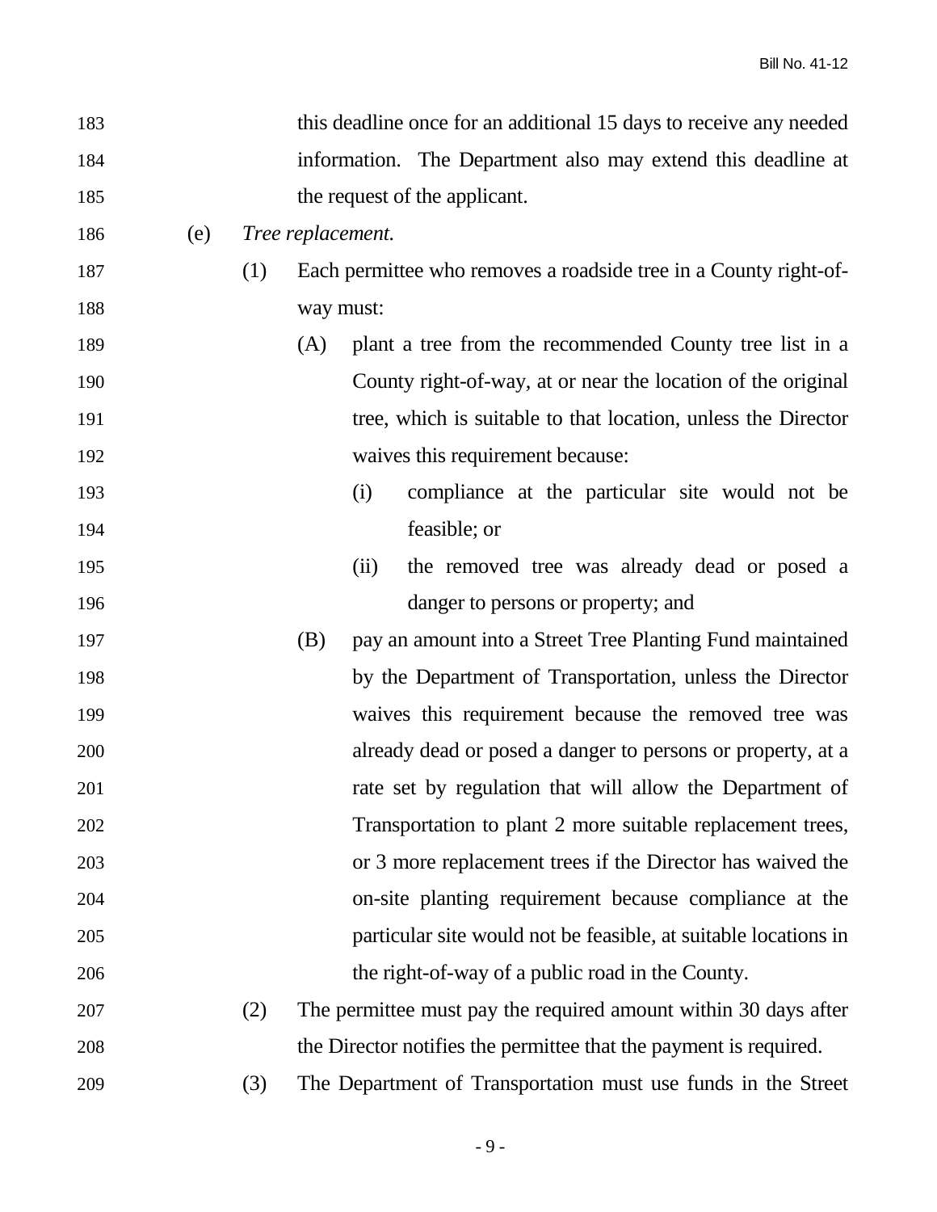this deadline once for an additional 15 days to receive any needed information. The Department also may extend this deadline at the request of the applicant.

(e) *Tree replacement.*

(1) Each permittee who removes a roadside tree in a County right-of-way must:

(A) plant a tree from the recommended County tree list in a County right-of-way, at or near the location of the original tree, which is suitable to that location, unless the Director waives this requirement because:

(i) compliance at the particular site would not be feasible; or

(ii) the removed tree was already dead or posed a danger to persons or property; and

(B) pay an amount into a Street Tree Planting Fund maintained by the Department of Transportation, unless the Director waives this requirement because the removed tree was already dead or posed a danger to persons or property, at a rate set by regulation that will allow the Department of Transportation to plant 2 more suitable replacement trees, or 3 more replacement trees if the Director has waived the on-site planting requirement because compliance at the particular site would not be feasible, at suitable locations in the right-of-way of a public road in the County.

(2) The permittee must pay the required amount within 30 days after the Director notifies the permittee that the payment is required.

(3) The Department of Transportation must use funds in the Street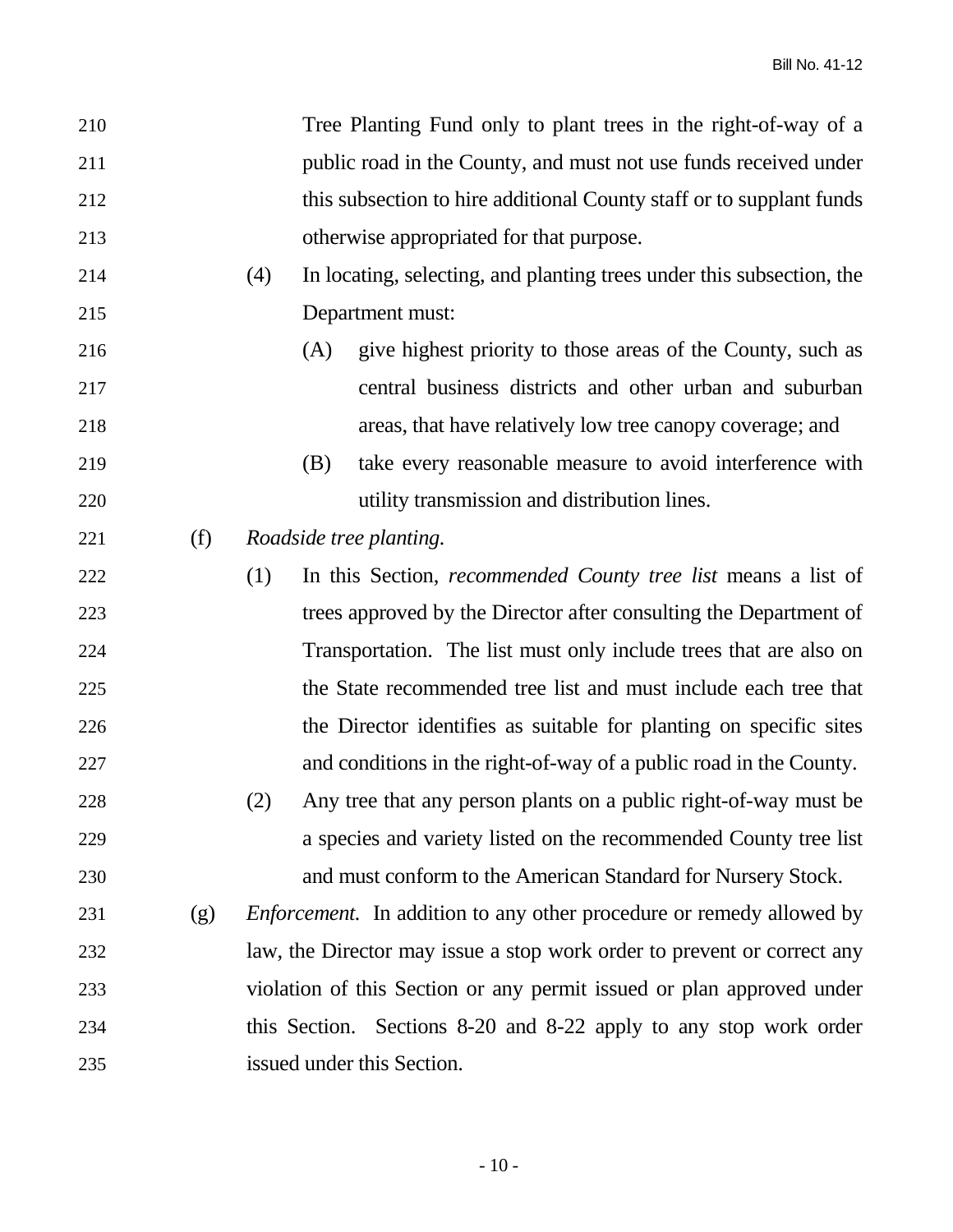Tree Planting Fund only to plant trees in the right-of-way of a public road in the County, and must not use funds received under this subsection to hire additional County staff or to supplant funds otherwise appropriated for that purpose.

(4) In locating, selecting, and planting trees under this subsection, the Department must:

(A) give highest priority to those areas of the County, such as central business districts and other urban and suburban areas, that have relatively low tree canopy coverage; and

(B) take every reasonable measure to avoid interference with utility transmission and distribution lines.

(f) *Roadside tree planting.*

(1) In this Section, *recommended County tree list* means a list of trees approved by the Director after consulting the Department of Transportation. The list must only include trees that are also on the State recommended tree list and must include each tree that the Director identifies as suitable for planting on specific sites and conditions in the right-of-way of a public road in the County.

(2) Any tree that any person plants on a public right-of-way must be a species and variety listed on the recommended County tree list and must conform to the American Standard for Nursery Stock.

(g) *Enforcement.* In addition to any other procedure or remedy allowed by law, the Director may issue a stop work order to prevent or correct any violation of this Section or any permit issued or plan approved under this Section. Sections 8-20 and 8-22 apply to any stop work order issued under this Section.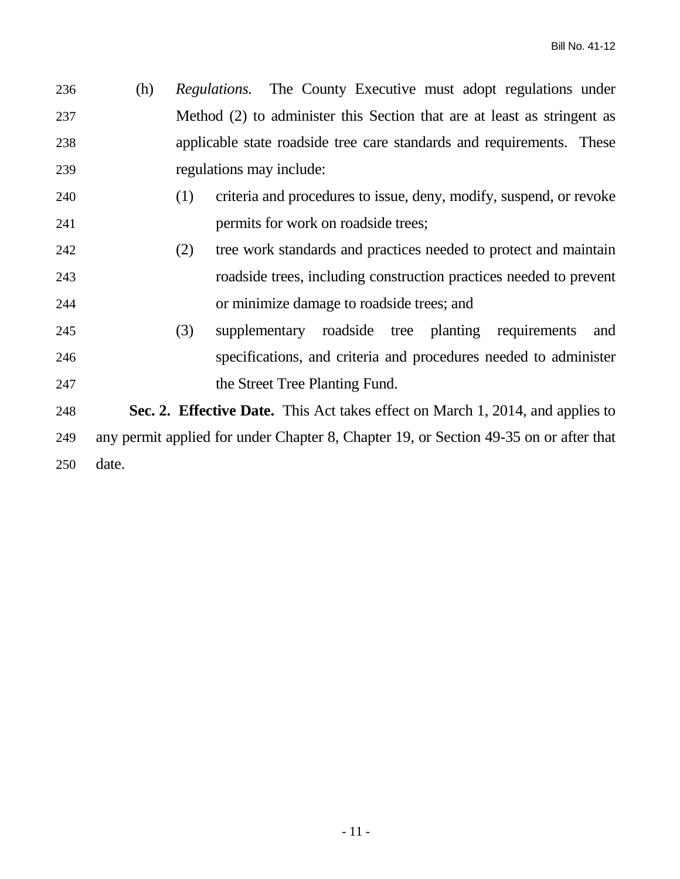(h) *Regulations.* The County Executive must adopt regulations under Method (2) to administer this Section that are at least as stringent as applicable state roadside tree care standards and requirements. These regulations may include:

(1) criteria and procedures to issue, deny, modify, suspend, or revoke permits for work on roadside trees;

(2) tree work standards and practices needed to protect and maintain roadside trees, including construction practices needed to prevent or minimize damage to roadside trees; and

(3) supplementary roadside tree planting requirements and specifications, and criteria and procedures needed to administer the Street Tree Planting Fund.

**Sec. 2. Effective Date.** This Act takes effect on March 1, 2014, and applies to any permit applied for under Chapter 8, Chapter 19, or Section 49-35 on or after that date.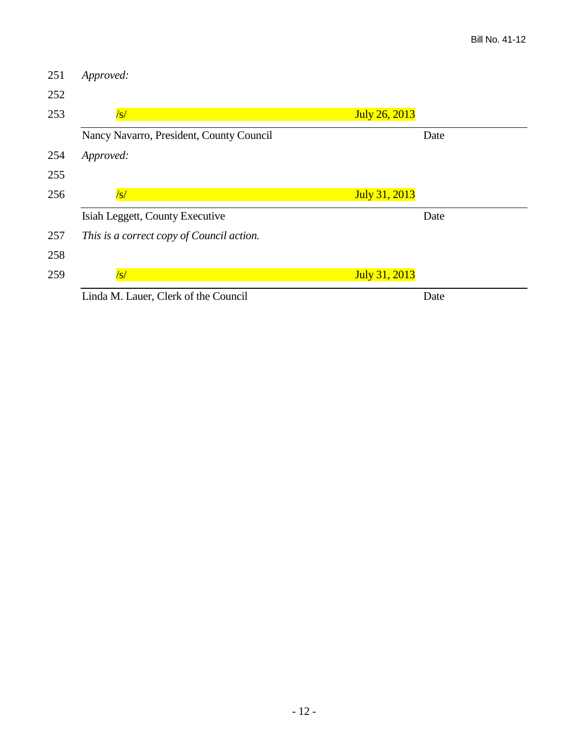251 *Approved:*

252

253 /s/ July 26, 2013

Nancy Navarro, President, County Council Date

254 *Approved:*

255

256 /s/ July 31, 2013

Isiah Leggett, County Executive Date

257 *This is a correct copy of Council action.*

258

259 /s/ July 31, 2013

Linda M. Lauer, Clerk of the Council Date